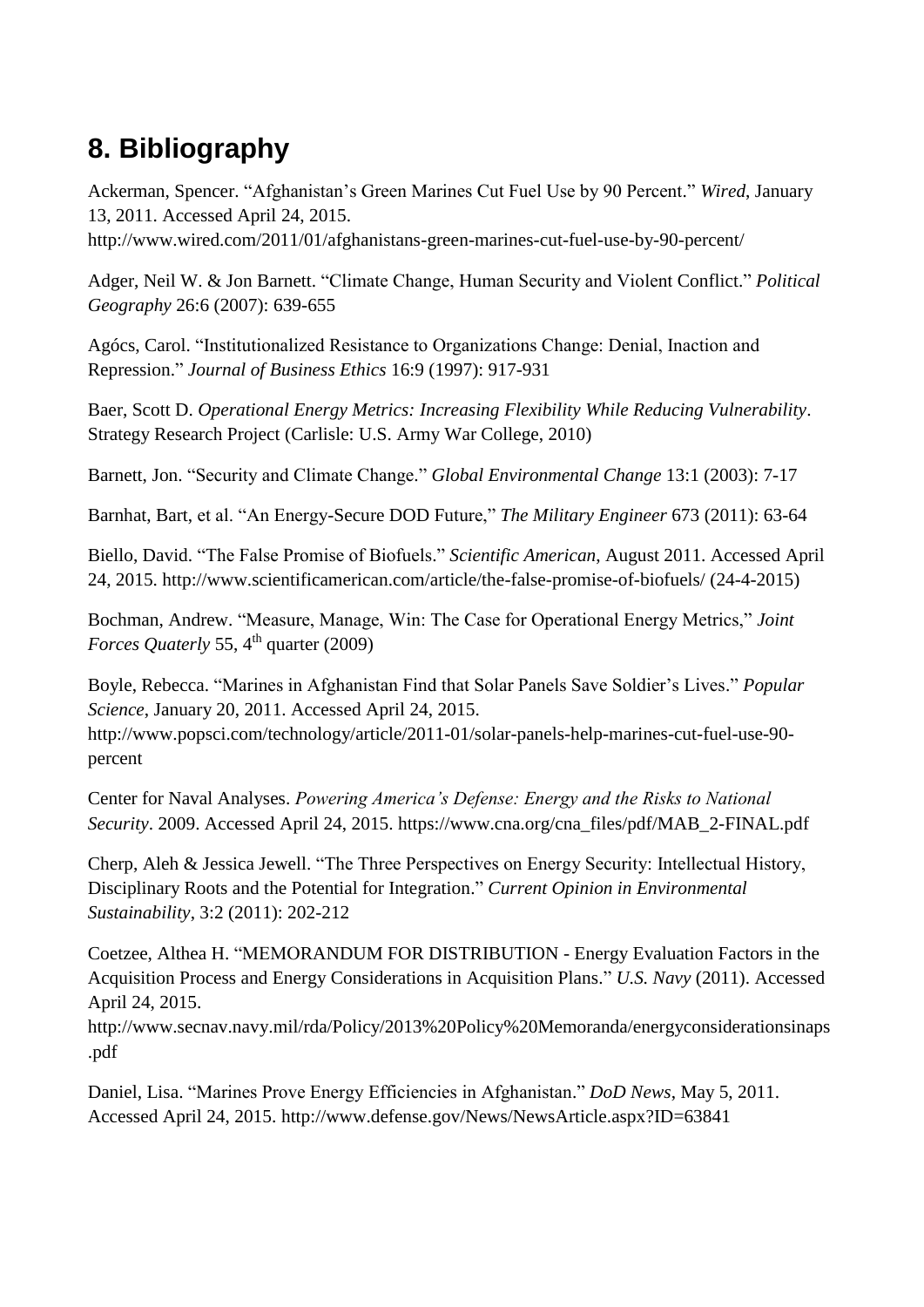## 8. Bibliography

Ackerman, Spencer. "Afghanistan's Green Marines Cut Fuel Use by 90 Percent." *Wired*, January 13, 2011. Accessed April 24, 2015. http://www.wired.com/2011/01/afghanistans-green-marines-cut-fuel-use-by-90-percent/

Adger, Neil W. & Jon Barnett. "Climate Change, Human Security and Violent Conflict." *Political Geography* 26:6 (2007): 639-655

Agócs, Carol. "Institutionalized Resistance to Organizations Change: Denial, Inaction and Repression." *Journal of Business Ethics* 16:9 (1997): 917-931

Baer, Scott D. *Operational Energy Metrics: Increasing Flexibility While Reducing Vulnerability*. Strategy Research Project (Carlisle: U.S. Army War College, 2010)

Barnett, Jon. "Security and Climate Change." *Global Environmental Change* 13:1 (2003): 7-17

Barnhat, Bart, et al. "An Energy-Secure DOD Future," *The Military Engineer* 673 (2011): 63-64

Biello, David. "The False Promise of Biofuels." *Scientific American*, August 2011. Accessed April 24, 2015. http://www.scientificamerican.com/article/the-false-promise-of-biofuels/ (24-4-2015)

Bochman, Andrew. "Measure, Manage, Win: The Case for Operational Energy Metrics," *Joint Forces Quaterly* 55, 4th quarter (2009)

Boyle, Rebecca. "Marines in Afghanistan Find that Solar Panels Save Soldier's Lives." *Popular Science*, January 20, 2011. Accessed April 24, 2015. http://www.popsci.com/technology/article/2011-01/solar-panels-help-marines-cut-fuel-use-90-percent

Center for Naval Analyses. *Powering America's Defense: Energy and the Risks to National Security*. 2009. Accessed April 24, 2015. https://www.cna.org/cna_files/pdf/MAB_2-FINAL.pdf

Cherp, Aleh & Jessica Jewell. "The Three Perspectives on Energy Security: Intellectual History, Disciplinary Roots and the Potential for Integration." *Current Opinion in Environmental Sustainability*, 3:2 (2011): 202-212

Coetzee, Althea H. "MEMORANDUM FOR DISTRIBUTION - Energy Evaluation Factors in the Acquisition Process and Energy Considerations in Acquisition Plans." *U.S. Navy* (2011). Accessed April 24, 2015. http://www.secnav.navy.mil/rda/Policy/2013%20Policy%20Memoranda/energyconsiderationsinaps.pdf

Daniel, Lisa. "Marines Prove Energy Efficiencies in Afghanistan." *DoD News*, May 5, 2011. Accessed April 24, 2015. http://www.defense.gov/News/NewsArticle.aspx?ID=63841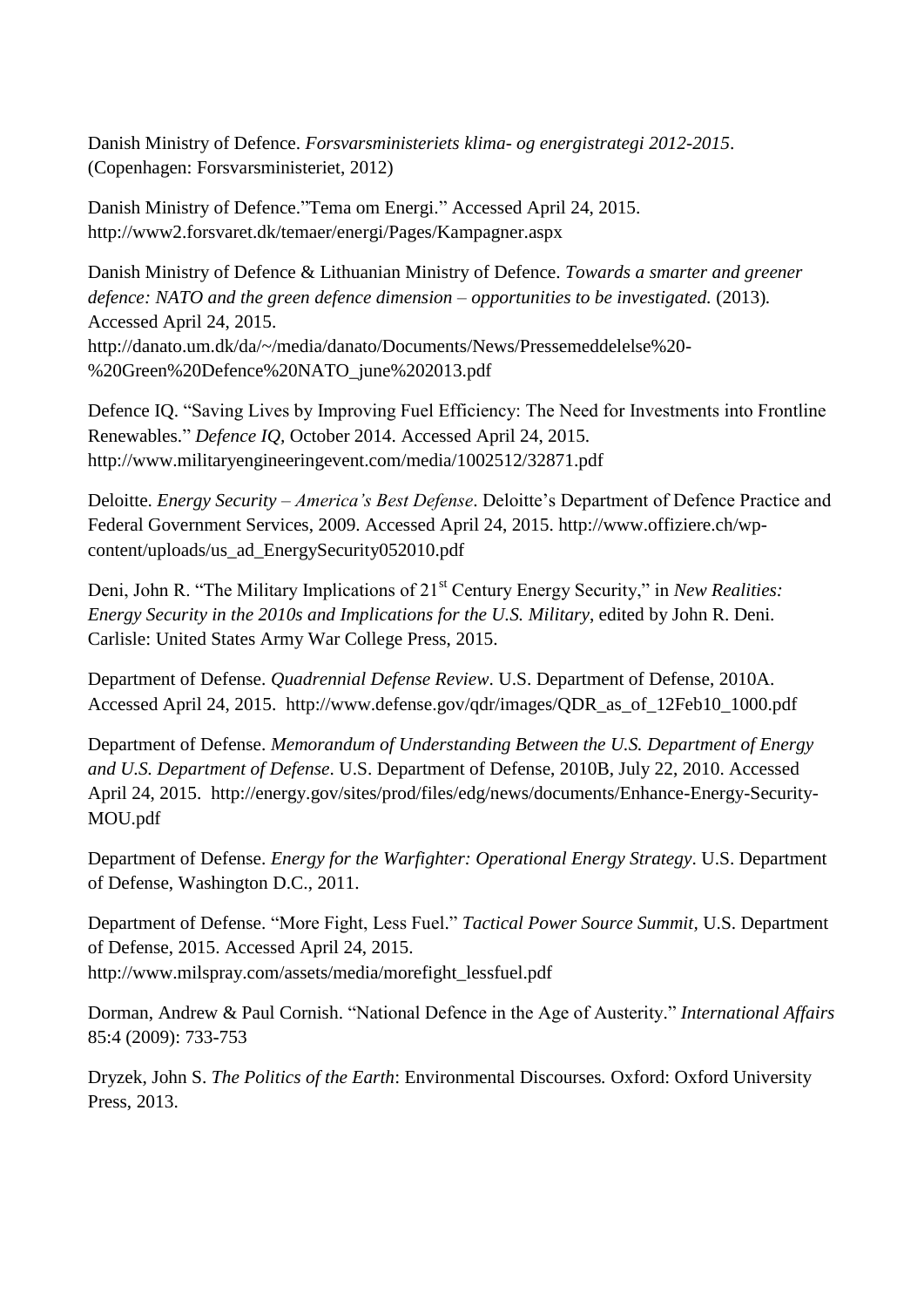Danish Ministry of Defence. *Forsvarsministeriets klima- og energistrategi 2012-2015*. (Copenhagen: Forsvarsministeriet, 2012)

Danish Ministry of Defence."Tema om Energi." Accessed April 24, 2015. http://www2.forsvaret.dk/temaer/energi/Pages/Kampagner.aspx

Danish Ministry of Defence & Lithuanian Ministry of Defence. *Towards a smarter and greener defence: NATO and the green defence dimension – opportunities to be investigated.* (2013). Accessed April 24, 2015. http://danato.um.dk/da/~/media/danato/Documents/News/Pressemeddelelse%20-%20Green%20Defence%20NATO_june%202013.pdf

Defence IQ. "Saving Lives by Improving Fuel Efficiency: The Need for Investments into Frontline Renewables." *Defence IQ*, October 2014. Accessed April 24, 2015. http://www.militaryengineeringevent.com/media/1002512/32871.pdf

Deloitte. *Energy Security – America's Best Defense*. Deloitte's Department of Defence Practice and Federal Government Services, 2009. Accessed April 24, 2015. http://www.offiziere.ch/wp-content/uploads/us_ad_EnergySecurity052010.pdf

Deni, John R. "The Military Implications of 21st Century Energy Security," in *New Realities: Energy Security in the 2010s and Implications for the U.S. Military*, edited by John R. Deni. Carlisle: United States Army War College Press, 2015.

Department of Defense. *Quadrennial Defense Review*. U.S. Department of Defense, 2010A. Accessed April 24, 2015. http://www.defense.gov/qdr/images/QDR_as_of_12Feb10_1000.pdf

Department of Defense. *Memorandum of Understanding Between the U.S. Department of Energy and U.S. Department of Defense*. U.S. Department of Defense, 2010B, July 22, 2010. Accessed April 24, 2015. http://energy.gov/sites/prod/files/edg/news/documents/Enhance-Energy-Security-MOU.pdf

Department of Defense. *Energy for the Warfighter: Operational Energy Strategy*. U.S. Department of Defense, Washington D.C., 2011.

Department of Defense. "More Fight, Less Fuel." *Tactical Power Source Summit*, U.S. Department of Defense, 2015. Accessed April 24, 2015. http://www.milspray.com/assets/media/morefight_lessfuel.pdf

Dorman, Andrew & Paul Cornish. "National Defence in the Age of Austerity." *International Affairs* 85:4 (2009): 733-753

Dryzek, John S. *The Politics of the Earth*: Environmental Discourses*.* Oxford: Oxford University Press, 2013.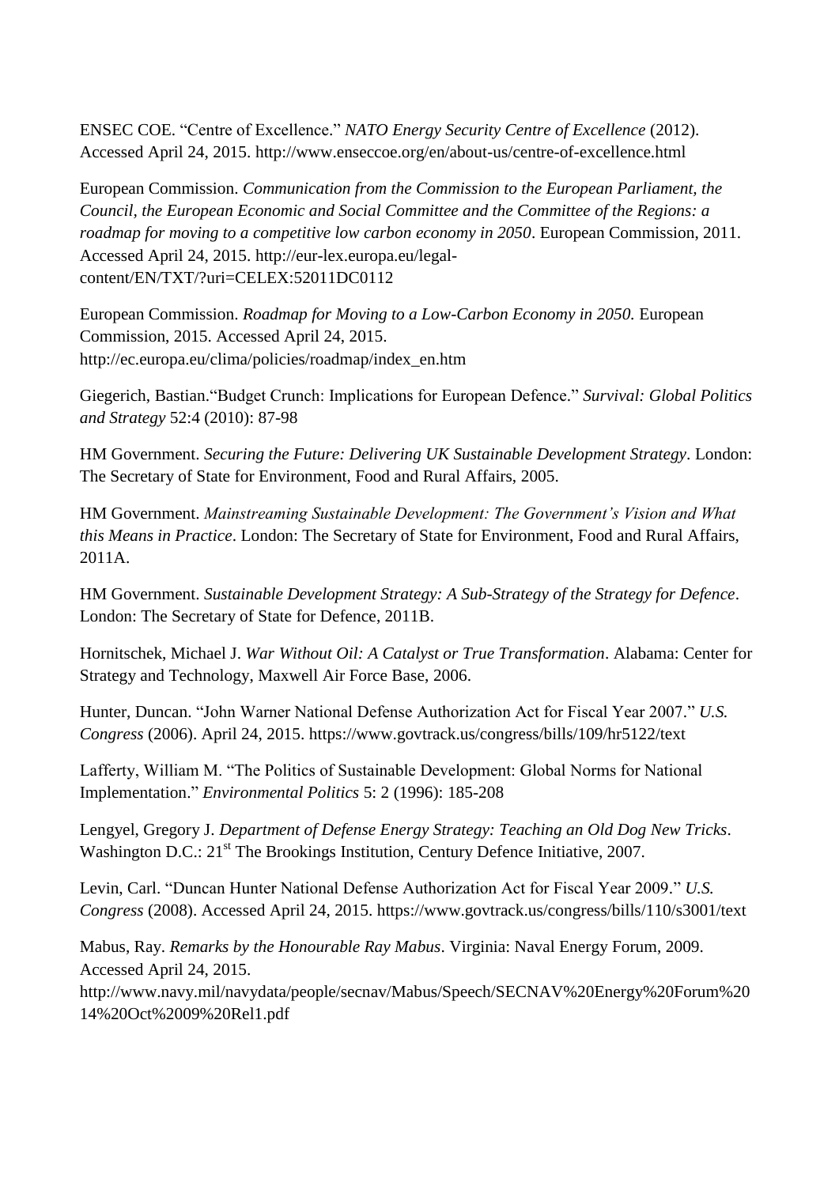ENSEC COE. "Centre of Excellence." *NATO Energy Security Centre of Excellence* (2012). Accessed April 24, 2015. http://www.enseccoe.org/en/about-us/centre-of-excellence.html

European Commission. *Communication from the Commission to the European Parliament, the Council, the European Economic and Social Committee and the Committee of the Regions: a roadmap for moving to a competitive low carbon economy in 2050*. European Commission, 2011. Accessed April 24, 2015. http://eur-lex.europa.eu/legal-content/EN/TXT/?uri=CELEX:52011DC0112

European Commission. *Roadmap for Moving to a Low-Carbon Economy in 2050.* European Commission, 2015. Accessed April 24, 2015. http://ec.europa.eu/clima/policies/roadmap/index_en.htm

Giegerich, Bastian."Budget Crunch: Implications for European Defence." *Survival: Global Politics and Strategy* 52:4 (2010): 87-98

HM Government. *Securing the Future: Delivering UK Sustainable Development Strategy*. London: The Secretary of State for Environment, Food and Rural Affairs, 2005.

HM Government. *Mainstreaming Sustainable Development: The Government's Vision and What this Means in Practice*. London: The Secretary of State for Environment, Food and Rural Affairs, 2011A.

HM Government. *Sustainable Development Strategy: A Sub-Strategy of the Strategy for Defence*. London: The Secretary of State for Defence, 2011B.

Hornitschek, Michael J. *War Without Oil: A Catalyst or True Transformation*. Alabama: Center for Strategy and Technology, Maxwell Air Force Base, 2006.

Hunter, Duncan. "John Warner National Defense Authorization Act for Fiscal Year 2007." *U.S. Congress* (2006). April 24, 2015. https://www.govtrack.us/congress/bills/109/hr5122/text

Lafferty, William M. "The Politics of Sustainable Development: Global Norms for National Implementation." *Environmental Politics* 5: 2 (1996): 185-208

Lengyel, Gregory J. *Department of Defense Energy Strategy: Teaching an Old Dog New Tricks*. Washington D.C.: 21st The Brookings Institution, Century Defence Initiative, 2007.

Levin, Carl. "Duncan Hunter National Defense Authorization Act for Fiscal Year 2009." *U.S. Congress* (2008). Accessed April 24, 2015. https://www.govtrack.us/congress/bills/110/s3001/text

Mabus, Ray. *Remarks by the Honourable Ray Mabus*. Virginia: Naval Energy Forum, 2009. Accessed April 24, 2015. http://www.navy.mil/navydata/people/secnav/Mabus/Speech/SECNAV%20Energy%20Forum%2014%20Oct%2009%20Rel1.pdf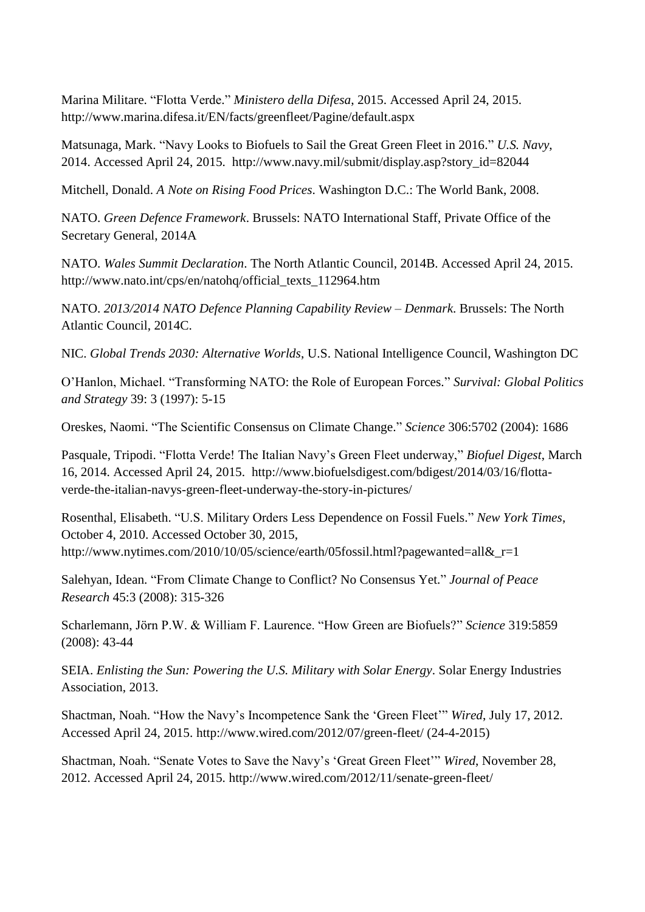Marina Militare. "Flotta Verde." *Ministero della Difesa*, 2015. Accessed April 24, 2015. http://www.marina.difesa.it/EN/facts/greenfleet/Pagine/default.aspx

Matsunaga, Mark. "Navy Looks to Biofuels to Sail the Great Green Fleet in 2016." *U.S. Navy*, 2014. Accessed April 24, 2015. http://www.navy.mil/submit/display.asp?story_id=82044

Mitchell, Donald. *A Note on Rising Food Prices*. Washington D.C.: The World Bank, 2008.

NATO. *Green Defence Framework*. Brussels: NATO International Staff, Private Office of the Secretary General, 2014A

NATO. *Wales Summit Declaration*. The North Atlantic Council, 2014B. Accessed April 24, 2015. http://www.nato.int/cps/en/natohq/official_texts_112964.htm

NATO. *2013/2014 NATO Defence Planning Capability Review – Denmark*. Brussels: The North Atlantic Council, 2014C.

NIC. *Global Trends 2030: Alternative Worlds*, U.S. National Intelligence Council, Washington DC

O'Hanlon, Michael. "Transforming NATO: the Role of European Forces." *Survival: Global Politics and Strategy* 39: 3 (1997): 5-15

Oreskes, Naomi. "The Scientific Consensus on Climate Change." *Science* 306:5702 (2004): 1686

Pasquale, Tripodi. "Flotta Verde! The Italian Navy's Green Fleet underway," *Biofuel Digest*, March 16, 2014. Accessed April 24, 2015. http://www.biofuelsdigest.com/bdigest/2014/03/16/flotta-verde-the-italian-navys-green-fleet-underway-the-story-in-pictures/

Rosenthal, Elisabeth. "U.S. Military Orders Less Dependence on Fossil Fuels." *New York Times*, October 4, 2010. Accessed October 30, 2015, http://www.nytimes.com/2010/10/05/science/earth/05fossil.html?pagewanted=all&_r=1

Salehyan, Idean. "From Climate Change to Conflict? No Consensus Yet." *Journal of Peace Research* 45:3 (2008): 315-326

Scharlemann, Jörn P.W. & William F. Laurence. "How Green are Biofuels?" *Science* 319:5859 (2008): 43-44

SEIA. *Enlisting the Sun: Powering the U.S. Military with Solar Energy*. Solar Energy Industries Association, 2013.

Shactman, Noah. "How the Navy's Incompetence Sank the 'Green Fleet'" *Wired*, July 17, 2012. Accessed April 24, 2015. http://www.wired.com/2012/07/green-fleet/ (24-4-2015)

Shactman, Noah. "Senate Votes to Save the Navy's 'Great Green Fleet'" *Wired*, November 28, 2012. Accessed April 24, 2015. http://www.wired.com/2012/11/senate-green-fleet/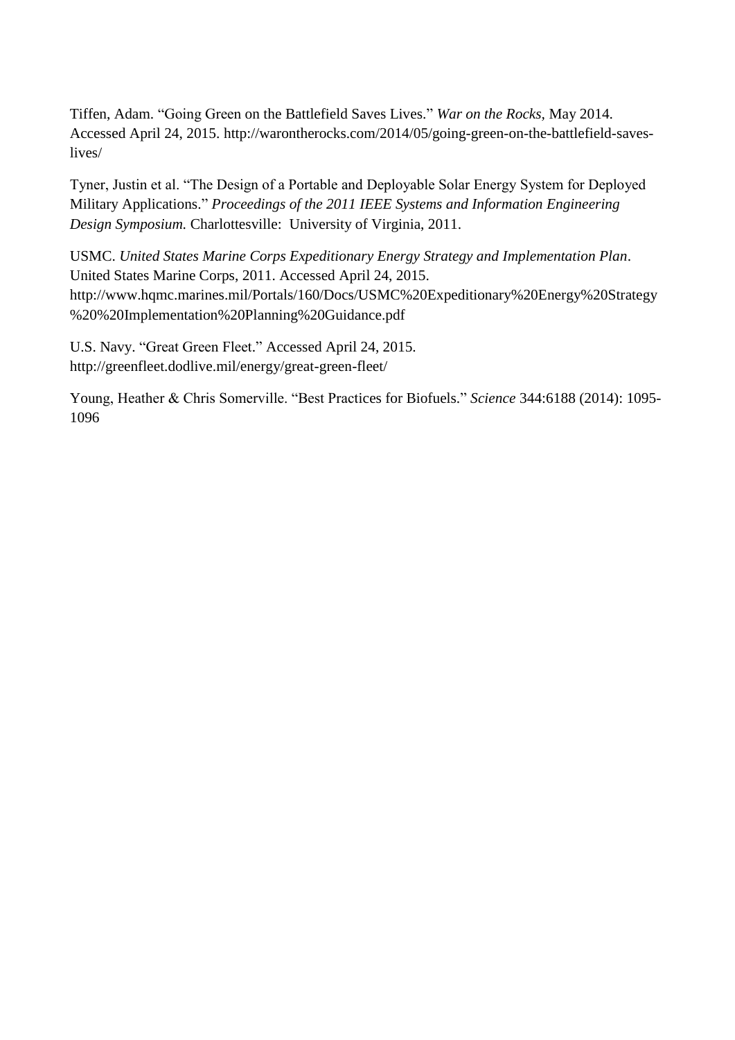Tiffen, Adam. "Going Green on the Battlefield Saves Lives." *War on the Rocks*, May 2014. Accessed April 24, 2015. http://warontherocks.com/2014/05/going-green-on-the-battlefield-saves-lives/

Tyner, Justin et al. "The Design of a Portable and Deployable Solar Energy System for Deployed Military Applications." *Proceedings of the 2011 IEEE Systems and Information Engineering Design Symposium.* Charlottesville: University of Virginia, 2011.

USMC. *United States Marine Corps Expeditionary Energy Strategy and Implementation Plan*. United States Marine Corps, 2011. Accessed April 24, 2015. http://www.hqmc.marines.mil/Portals/160/Docs/USMC%20Expeditionary%20Energy%20Strategy%20%20Implementation%20Planning%20Guidance.pdf

U.S. Navy. "Great Green Fleet." Accessed April 24, 2015. http://greenfleet.dodlive.mil/energy/great-green-fleet/

Young, Heather & Chris Somerville. "Best Practices for Biofuels." *Science* 344:6188 (2014): 1095-1096